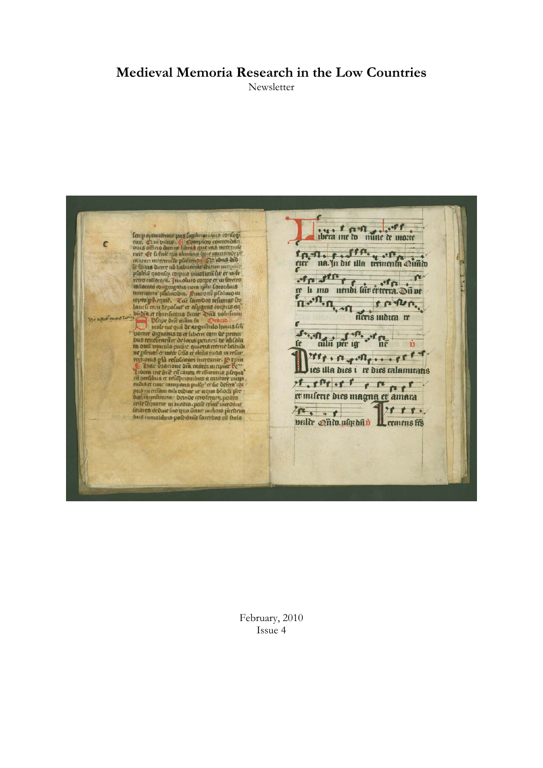# Medieval Memoria Research in the Low Countries

Newsletter

February, 2010

Issue 4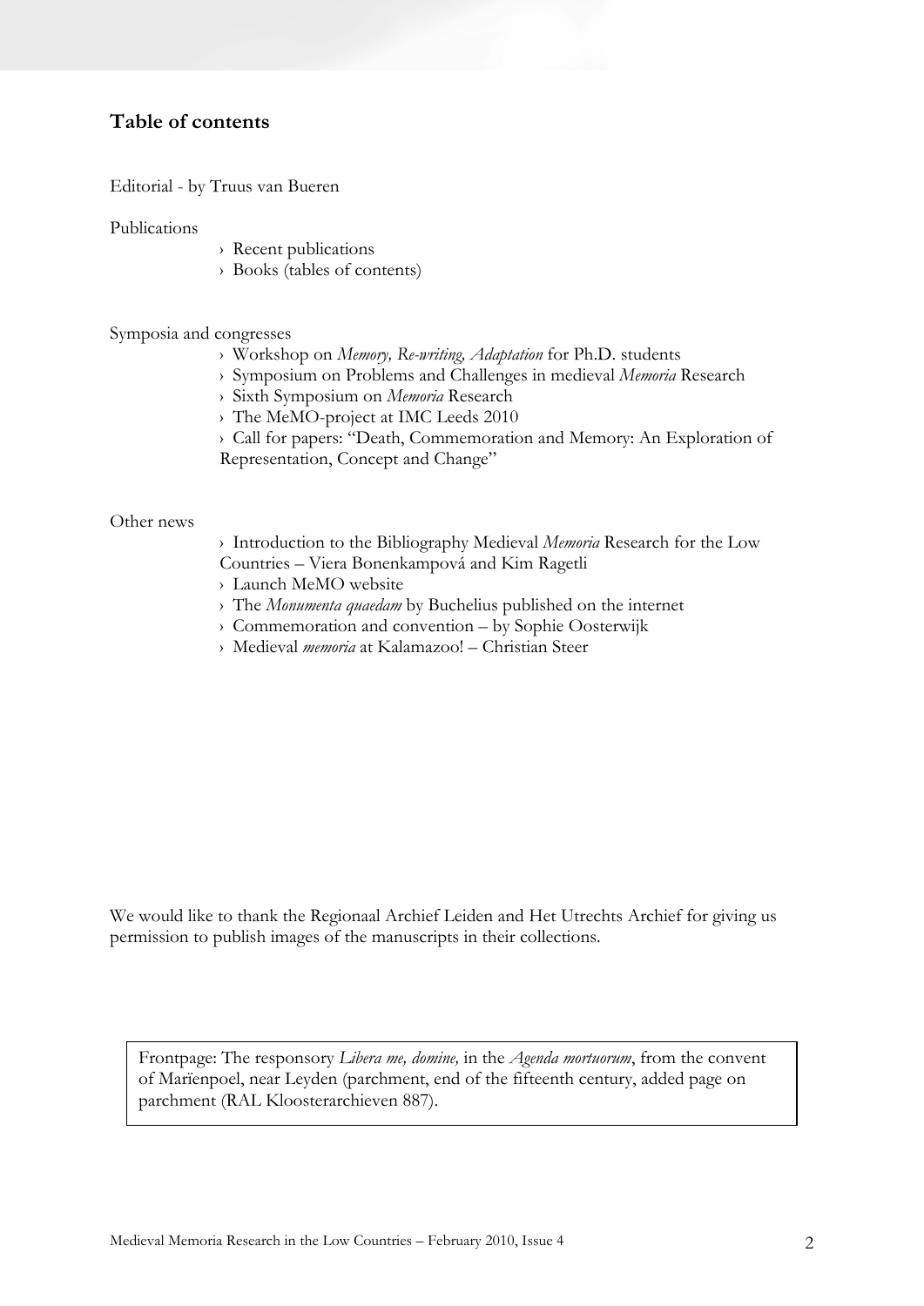## Table of contents

Editorial - by Truus van Bueren

Publications

- › Recent publications
- › Books (tables of contents)

Symposia and congresses

- › Workshop on *Memory, Re-writing, Adaptation* for Ph.D. students
- › Symposium on Problems and Challenges in medieval *Memoria* Research
- › Sixth Symposium on *Memoria* Research
- › The MeMO-project at IMC Leeds 2010
- › Call for papers: "Death, Commemoration and Memory: An Exploration of Representation, Concept and Change"

Other news

- › Introduction to the Bibliography Medieval *Memoria* Research for the Low Countries – Viera Bonenkampová and Kim Ragetli
- › Launch MeMO website
- › The *Monumenta quaedam* by Buchelius published on the internet
- › Commemoration and convention – by Sophie Oosterwijk
- › Medieval *memoria* at Kalamazoo! – Christian Steer

We would like to thank the Regionaal Archief Leiden and Het Utrechts Archief for giving us permission to publish images of the manuscripts in their collections.

Frontpage: The responsory *Libera me, domine,* in the *Agenda mortuorum*, from the convent of Marïenpoel, near Leyden (parchment, end of the fifteenth century, added page on parchment (RAL Kloosterarchieven 887).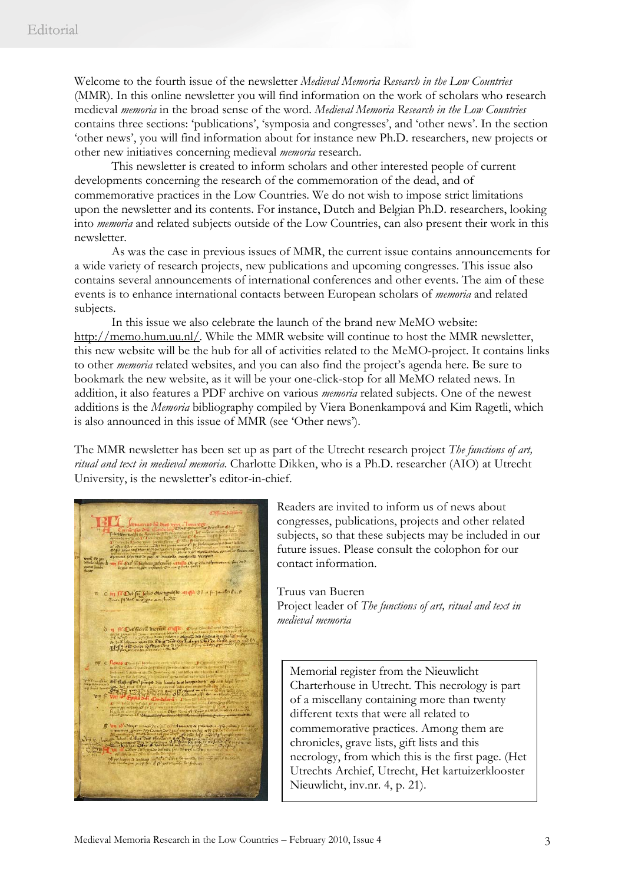# Editorial

Welcome to the fourth issue of the newsletter *Medieval Memoria Research in the Low Countries* (MMR). In this online newsletter you will find information on the work of scholars who research medieval *memoria* in the broad sense of the word. *Medieval Memoria Research in the Low Countries* contains three sections: 'publications', 'symposia and congresses', and 'other news'. In the section 'other news', you will find information about for instance new Ph.D. researchers, new projects or other new initiatives concerning medieval *memoria* research.

This newsletter is created to inform scholars and other interested people of current developments concerning the research of the commemoration of the dead, and of commemorative practices in the Low Countries. We do not wish to impose strict limitations upon the newsletter and its contents. For instance, Dutch and Belgian Ph.D. researchers, looking into *memoria* and related subjects outside of the Low Countries, can also present their work in this newsletter.

As was the case in previous issues of MMR, the current issue contains announcements for a wide variety of research projects, new publications and upcoming congresses. This issue also contains several announcements of international conferences and other events. The aim of these events is to enhance international contacts between European scholars of *memoria* and related subjects.

In this issue we also celebrate the launch of the brand new MeMO website: http://memo.hum.uu.nl/. While the MMR website will continue to host the MMR newsletter, this new website will be the hub for all of activities related to the MeMO-project. It contains links to other *memoria* related websites, and you can also find the project's agenda here. Be sure to bookmark the new website, as it will be your one-click-stop for all MeMO related news. In addition, it also features a PDF archive on various *memoria* related subjects. One of the newest additions is the *Memoria* bibliography compiled by Viera Bonenkampová and Kim Ragetli, which is also announced in this issue of MMR (see 'Other news').

The MMR newsletter has been set up as part of the Utrecht research project *The functions of art, ritual and text in medieval memoria.* Charlotte Dikken, who is a Ph.D. researcher (AIO) at Utrecht University, is the newsletter's editor-in-chief.

Readers are invited to inform us of news about congresses, publications, projects and other related subjects, so that these subjects may be included in our future issues. Please consult the colophon for our contact information.

Truus van Bueren
Project leader of *The functions of art, ritual and text in medieval memoria*

Memorial register from the Nieuwlicht Charterhouse in Utrecht. This necrology is part of a miscellany containing more than twenty different texts that were all related to commemorative practices. Among them are chronicles, grave lists, gift lists and this necrology, from which this is the first page. (Het Utrechts Archief, Utrecht, Het kartuizerklooster Nieuwlicht, inv.nr. 4, p. 21).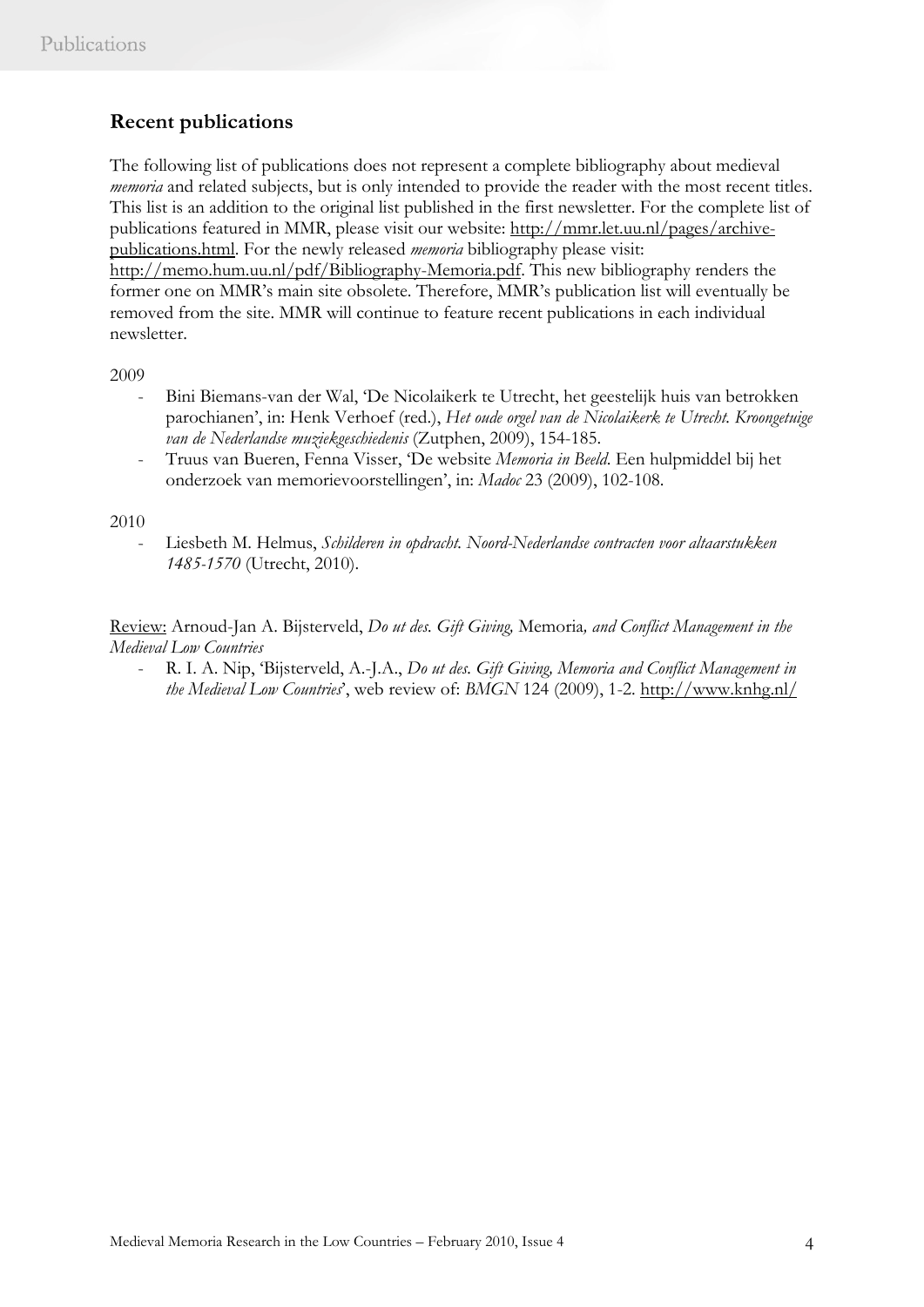## Recent publications

The following list of publications does not represent a complete bibliography about medieval *memoria* and related subjects, but is only intended to provide the reader with the most recent titles. This list is an addition to the original list published in the first newsletter. For the complete list of publications featured in MMR, please visit our website: http://mmr.let.uu.nl/pages/archive-publications.html. For the newly released *memoria* bibliography please visit: http://memo.hum.uu.nl/pdf/Bibliography-Memoria.pdf. This new bibliography renders the former one on MMR's main site obsolete. Therefore, MMR's publication list will eventually be removed from the site. MMR will continue to feature recent publications in each individual newsletter.

2009

- Bini Biemans-van der Wal, 'De Nicolaikerk te Utrecht, het geestelijk huis van betrokken parochianen', in: Henk Verhoef (red.), *Het oude orgel van de Nicolaikerk te Utrecht. Kroongetuige van de Nederlandse muziekgeschiedenis* (Zutphen, 2009), 154-185.
- Truus van Bueren, Fenna Visser, 'De website *Memoria in Beeld*. Een hulpmiddel bij het onderzoek van memorievoorstellingen', in: *Madoc* 23 (2009), 102-108.

2010

- Liesbeth M. Helmus, *Schilderen in opdracht. Noord-Nederlandse contracten voor altaarstukken 1485-1570* (Utrecht, 2010).

Review: Arnoud-Jan A. Bijsterveld, *Do ut des. Gift Giving,* Memoria*, and Conflict Management in the Medieval Low Countries*

- R. I. A. Nip, 'Bijsterveld, A.-J.A., *Do ut des. Gift Giving, Memoria and Conflict Management in the Medieval Low Countries*', web review of: *BMGN* 124 (2009), 1-2. http://www.knhg.nl/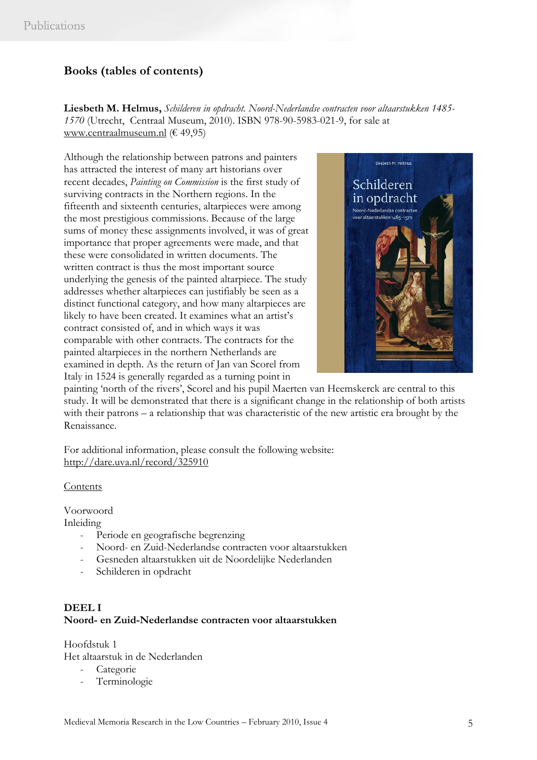## Books (tables of contents)

**Liesbeth M. Helmus,** *Schilderen in opdracht. Noord-Nederlandse contracten voor altaarstukken 1485-1570* (Utrecht, Centraal Museum, 2010). ISBN 978-90-5983-021-9, for sale at www.centraalmuseum.nl (€ 49,95)

Although the relationship between patrons and painters has attracted the interest of many art historians over recent decades, *Painting on Commission* is the first study of surviving contracts in the Northern regions. In the fifteenth and sixteenth centuries, altarpieces were among the most prestigious commissions. Because of the large sums of money these assignments involved, it was of great importance that proper agreements were made, and that these were consolidated in written documents. The written contract is thus the most important source underlying the genesis of the painted altarpiece. The study addresses whether altarpieces can justifiably be seen as a distinct functional category, and how many altarpieces are likely to have been created. It examines what an artist's contract consisted of, and in which ways it was comparable with other contracts. The contracts for the painted altarpieces in the northern Netherlands are examined in depth. As the return of Jan van Scorel from Italy in 1524 is generally regarded as a turning point in painting 'north of the rivers', Scorel and his pupil Maerten van Heemskerck are central to this study. It will be demonstrated that there is a significant change in the relationship of both artists with their patrons – a relationship that was characteristic of the new artistic era brought by the Renaissance.

For additional information, please consult the following website: http://dare.uva.nl/record/325910

Contents

Voorwoord
Inleiding
- Periode en geografische begrenzing
- Noord- en Zuid-Nederlandse contracten voor altaarstukken
- Gesneden altaarstukken uit de Noordelijke Nederlanden
- Schilderen in opdracht

**DEEL I**
**Noord- en Zuid-Nederlandse contracten voor altaarstukken**

Hoofdstuk 1
Het altaarstuk in de Nederlanden
- Categorie
- Terminologie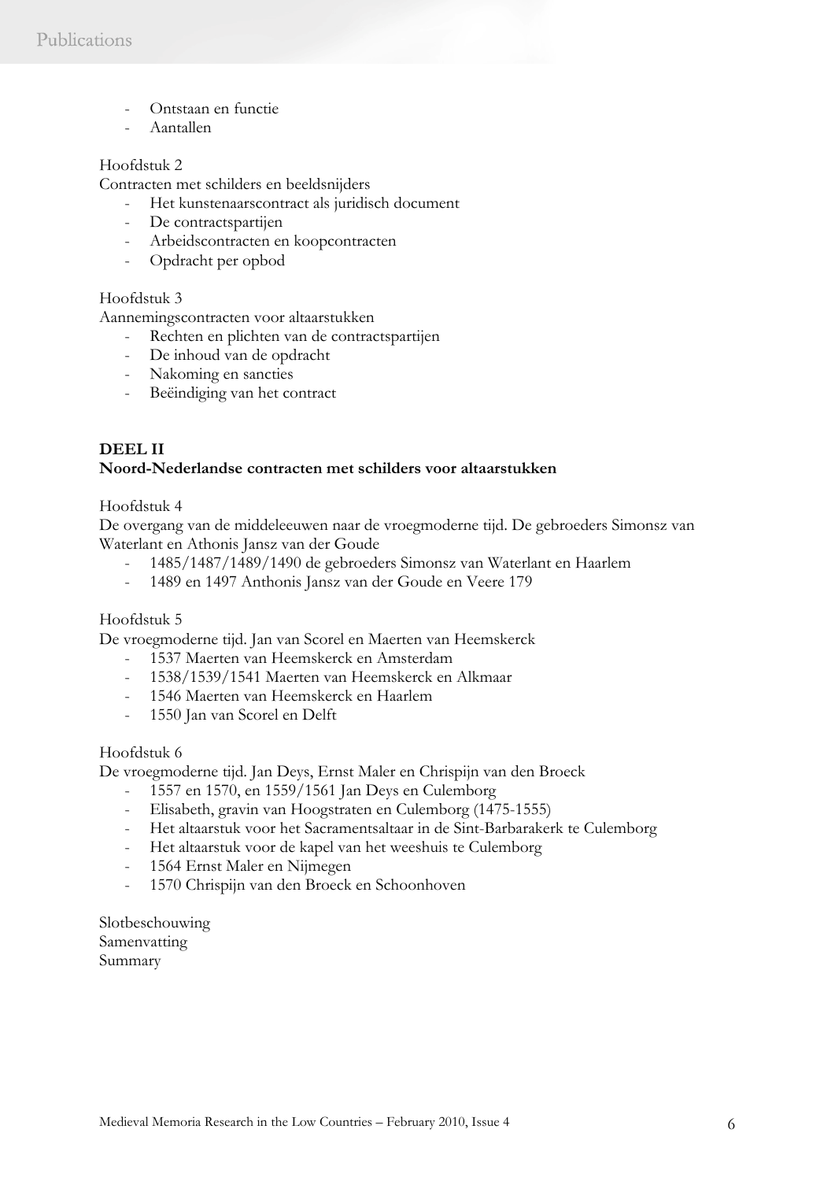- Ontstaan en functie
- Aantallen

Hoofdstuk 2
Contracten met schilders en beeldsnijders

- Het kunstenaarscontract als juridisch document
- De contractspartijen
- Arbeidscontracten en koopcontracten
- Opdracht per opbod

Hoofdstuk 3
Aannemingscontracten voor altaarstukken

- Rechten en plichten van de contractspartijen
- De inhoud van de opdracht
- Nakoming en sancties
- Beëindiging van het contract

**DEEL II**
**Noord-Nederlandse contracten met schilders voor altaarstukken**

Hoofdstuk 4
De overgang van de middeleeuwen naar de vroegmoderne tijd. De gebroeders Simonsz van Waterlant en Athonis Jansz van der Goude

- 1485/1487/1489/1490 de gebroeders Simonsz van Waterlant en Haarlem
- 1489 en 1497 Anthonis Jansz van der Goude en Veere 179

Hoofdstuk 5
De vroegmoderne tijd. Jan van Scorel en Maerten van Heemskerck

- 1537 Maerten van Heemskerck en Amsterdam
- 1538/1539/1541 Maerten van Heemskerck en Alkmaar
- 1546 Maerten van Heemskerck en Haarlem
- 1550 Jan van Scorel en Delft

Hoofdstuk 6
De vroegmoderne tijd. Jan Deys, Ernst Maler en Chrispijn van den Broeck

- 1557 en 1570, en 1559/1561 Jan Deys en Culemborg
- Elisabeth, gravin van Hoogstraten en Culemborg (1475-1555)
- Het altaarstuk voor het Sacramentsaltaar in de Sint-Barbarakerk te Culemborg
- Het altaarstuk voor de kapel van het weeshuis te Culemborg
- 1564 Ernst Maler en Nijmegen
- 1570 Chrispijn van den Broeck en Schoonhoven

Slotbeschouwing
Samenvatting
Summary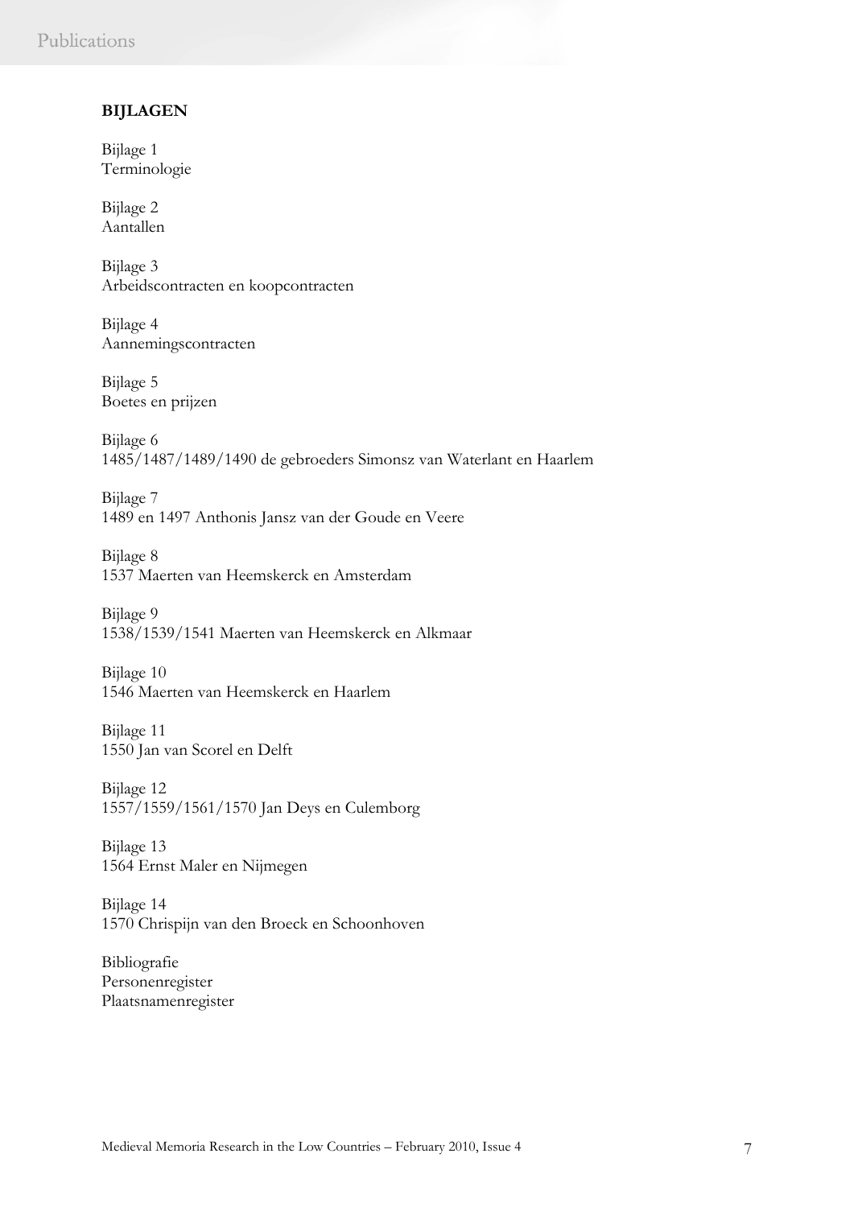**BIJLAGEN**

Bijlage 1
Terminologie

Bijlage 2
Aantallen

Bijlage 3
Arbeidscontracten en koopcontracten

Bijlage 4
Aannemingscontracten

Bijlage 5
Boetes en prijzen

Bijlage 6
1485/1487/1489/1490 de gebroeders Simonsz van Waterlant en Haarlem

Bijlage 7
1489 en 1497 Anthonis Jansz van der Goude en Veere

Bijlage 8
1537 Maerten van Heemskerck en Amsterdam

Bijlage 9
1538/1539/1541 Maerten van Heemskerck en Alkmaar

Bijlage 10
1546 Maerten van Heemskerck en Haarlem

Bijlage 11
1550 Jan van Scorel en Delft

Bijlage 12
1557/1559/1561/1570 Jan Deys en Culemborg

Bijlage 13
1564 Ernst Maler en Nijmegen

Bijlage 14
1570 Chrispijn van den Broeck en Schoonhoven

Bibliografie
Personenregister
Plaatsnamenregister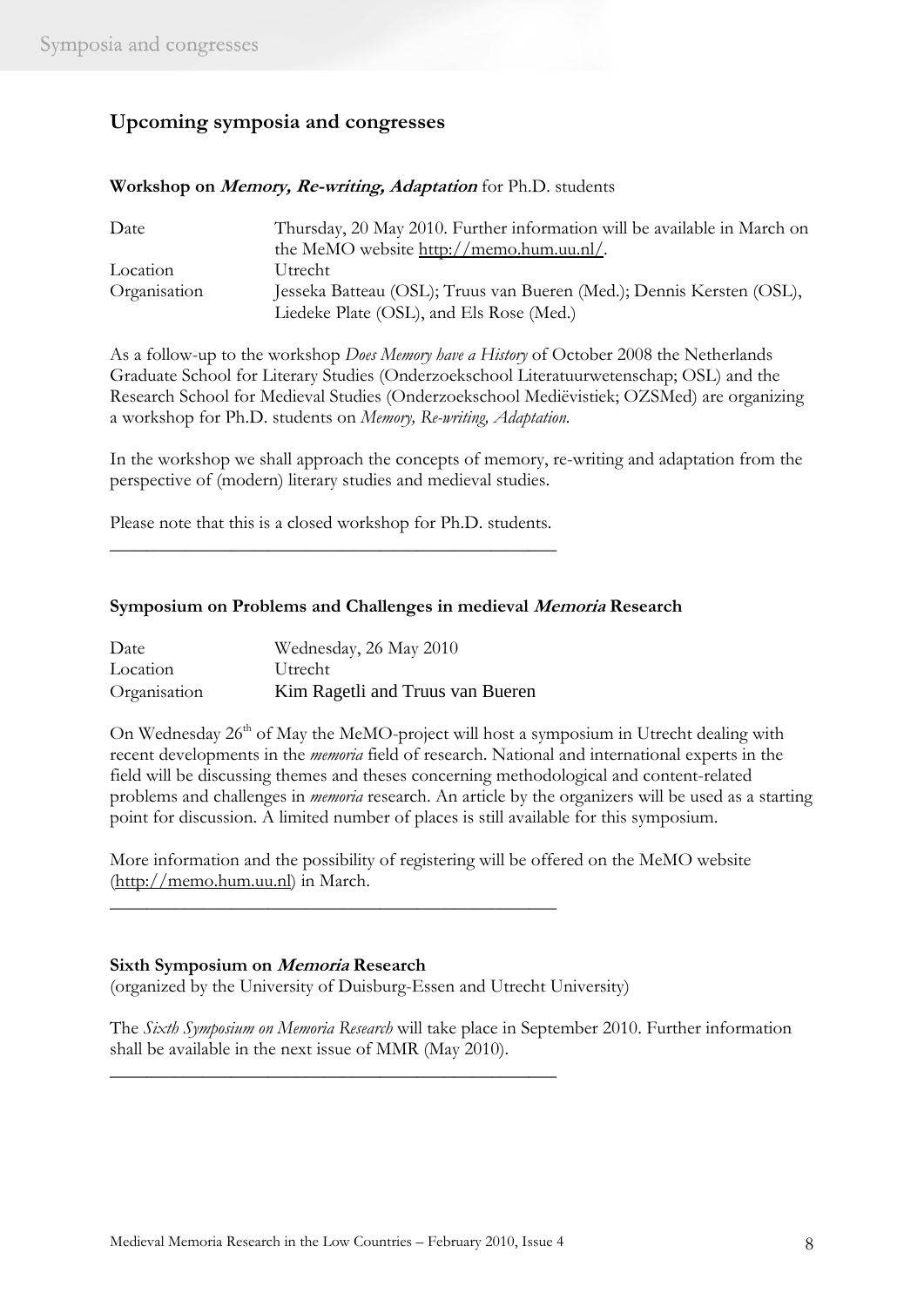## Upcoming symposia and congresses

**Workshop on *Memory, Re-writing, Adaptation*** for Ph.D. students

| | |
|---|---|
| Date | Thursday, 20 May 2010. Further information will be available in March on the MeMO website http://memo.hum.uu.nl/. |
| Location | Utrecht |
| Organisation | Jesseka Batteau (OSL); Truus van Bueren (Med.); Dennis Kersten (OSL), Liedeke Plate (OSL), and Els Rose (Med.) |

As a follow-up to the workshop *Does Memory have a History* of October 2008 the Netherlands Graduate School for Literary Studies (Onderzoekschool Literatuurwetenschap; OSL) and the Research School for Medieval Studies (Onderzoekschool Mediëvistiek; OZSMed) are organizing a workshop for Ph.D. students on *Memory, Re-writing, Adaptation.*

In the workshop we shall approach the concepts of memory, re-writing and adaptation from the perspective of (modern) literary studies and medieval studies.

Please note that this is a closed workshop for Ph.D. students.

---

**Symposium on Problems and Challenges in medieval *Memoria* Research**

| | |
|---|---|
| Date | Wednesday, 26 May 2010 |
| Location | Utrecht |
| Organisation | Kim Ragetli and Truus van Bueren |

On Wednesday 26th of May the MeMO-project will host a symposium in Utrecht dealing with recent developments in the *memoria* field of research. National and international experts in the field will be discussing themes and theses concerning methodological and content-related problems and challenges in *memoria* research. An article by the organizers will be used as a starting point for discussion. A limited number of places is still available for this symposium.

More information and the possibility of registering will be offered on the MeMO website (http://memo.hum.uu.nl) in March.

---

**Sixth Symposium on *Memoria* Research**
(organized by the University of Duisburg-Essen and Utrecht University)

The *Sixth Symposium on Memoria Research* will take place in September 2010. Further information shall be available in the next issue of MMR (May 2010).

---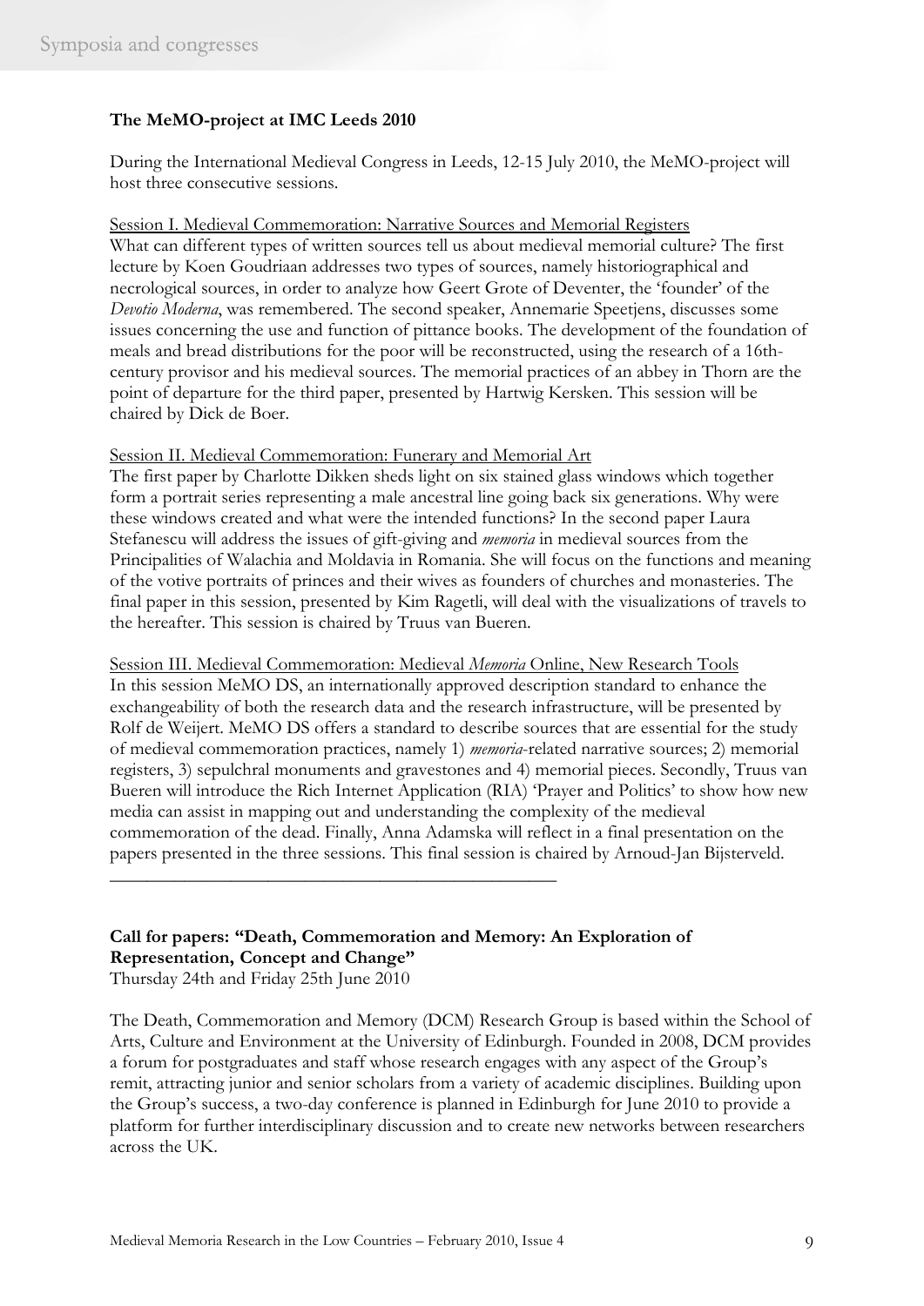## The MeMO-project at IMC Leeds 2010

During the International Medieval Congress in Leeds, 12-15 July 2010, the MeMO-project will host three consecutive sessions.

Session I. Medieval Commemoration: Narrative Sources and Memorial Registers

What can different types of written sources tell us about medieval memorial culture? The first lecture by Koen Goudriaan addresses two types of sources, namely historiographical and necrological sources, in order to analyze how Geert Grote of Deventer, the 'founder' of the *Devotio Moderna*, was remembered. The second speaker, Annemarie Speetjens, discusses some issues concerning the use and function of pittance books. The development of the foundation of meals and bread distributions for the poor will be reconstructed, using the research of a 16th-century provisor and his medieval sources. The memorial practices of an abbey in Thorn are the point of departure for the third paper, presented by Hartwig Kersken. This session will be chaired by Dick de Boer.

Session II. Medieval Commemoration: Funerary and Memorial Art

The first paper by Charlotte Dikken sheds light on six stained glass windows which together form a portrait series representing a male ancestral line going back six generations. Why were these windows created and what were the intended functions? In the second paper Laura Stefanescu will address the issues of gift-giving and *memoria* in medieval sources from the Principalities of Walachia and Moldavia in Romania. She will focus on the functions and meaning of the votive portraits of princes and their wives as founders of churches and monasteries. The final paper in this session, presented by Kim Ragetli, will deal with the visualizations of travels to the hereafter. This session is chaired by Truus van Bueren.

Session III. Medieval Commemoration: Medieval *Memoria* Online, New Research Tools

In this session MeMO DS, an internationally approved description standard to enhance the exchangeability of both the research data and the research infrastructure, will be presented by Rolf de Weijert. MeMO DS offers a standard to describe sources that are essential for the study of medieval commemoration practices, namely 1) *memoria*-related narrative sources; 2) memorial registers, 3) sepulchral monuments and gravestones and 4) memorial pieces. Secondly, Truus van Bueren will introduce the Rich Internet Application (RIA) 'Prayer and Politics' to show how new media can assist in mapping out and understanding the complexity of the medieval commemoration of the dead. Finally, Anna Adamska will reflect in a final presentation on the papers presented in the three sessions. This final session is chaired by Arnoud-Jan Bijsterveld.

---

## Call for papers: "Death, Commemoration and Memory: An Exploration of Representation, Concept and Change"

Thursday 24th and Friday 25th June 2010

The Death, Commemoration and Memory (DCM) Research Group is based within the School of Arts, Culture and Environment at the University of Edinburgh. Founded in 2008, DCM provides a forum for postgraduates and staff whose research engages with any aspect of the Group's remit, attracting junior and senior scholars from a variety of academic disciplines. Building upon the Group's success, a two-day conference is planned in Edinburgh for June 2010 to provide a platform for further interdisciplinary discussion and to create new networks between researchers across the UK.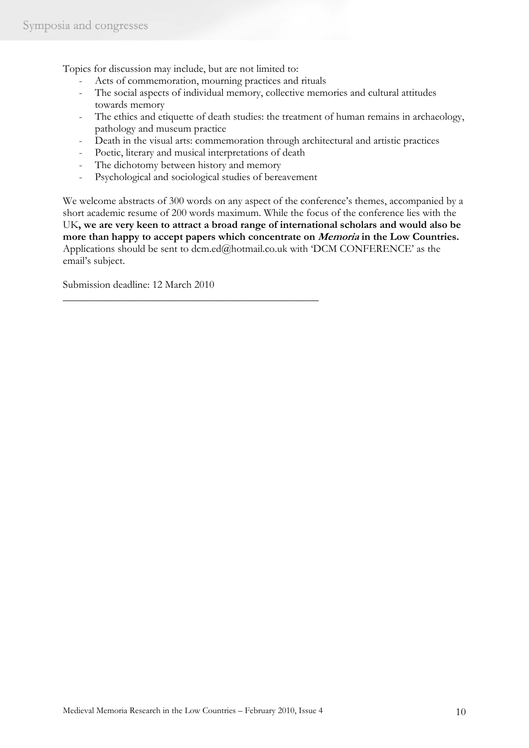Topics for discussion may include, but are not limited to:

- Acts of commemoration, mourning practices and rituals
- The social aspects of individual memory, collective memories and cultural attitudes towards memory
- The ethics and etiquette of death studies: the treatment of human remains in archaeology, pathology and museum practice
- Death in the visual arts: commemoration through architectural and artistic practices
- Poetic, literary and musical interpretations of death
- The dichotomy between history and memory
- Psychological and sociological studies of bereavement

We welcome abstracts of 300 words on any aspect of the conference's themes, accompanied by a short academic resume of 200 words maximum. While the focus of the conference lies with the UK**, we are very keen to attract a broad range of international scholars and would also be more than happy to accept papers which concentrate on *Memoria* in the Low Countries.** Applications should be sent to dcm.ed@hotmail.co.uk with 'DCM CONFERENCE' as the email's subject.

Submission deadline: 12 March 2010

---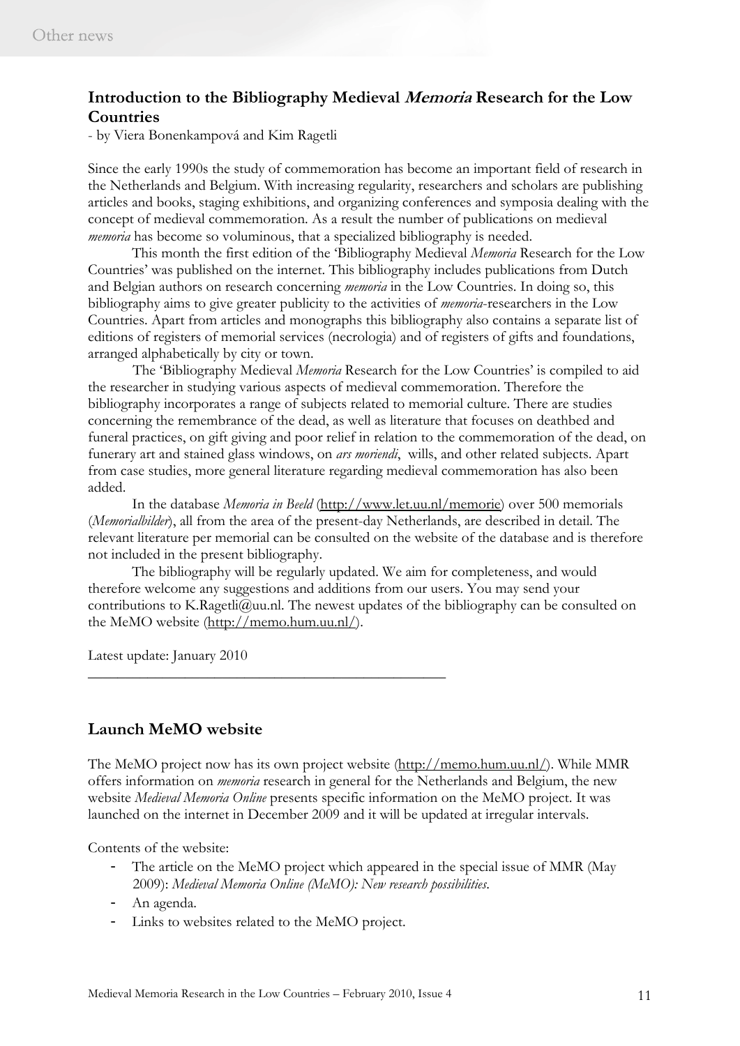## Introduction to the Bibliography Medieval *Memoria* Research for the Low Countries

- by Viera Bonenkampová and Kim Ragetli

Since the early 1990s the study of commemoration has become an important field of research in the Netherlands and Belgium. With increasing regularity, researchers and scholars are publishing articles and books, staging exhibitions, and organizing conferences and symposia dealing with the concept of medieval commemoration. As a result the number of publications on medieval *memoria* has become so voluminous, that a specialized bibliography is needed.

This month the first edition of the 'Bibliography Medieval *Memoria* Research for the Low Countries' was published on the internet. This bibliography includes publications from Dutch and Belgian authors on research concerning *memoria* in the Low Countries. In doing so, this bibliography aims to give greater publicity to the activities of *memoria*-researchers in the Low Countries. Apart from articles and monographs this bibliography also contains a separate list of editions of registers of memorial services (necrologia) and of registers of gifts and foundations, arranged alphabetically by city or town.

The 'Bibliography Medieval *Memoria* Research for the Low Countries' is compiled to aid the researcher in studying various aspects of medieval commemoration. Therefore the bibliography incorporates a range of subjects related to memorial culture. There are studies concerning the remembrance of the dead, as well as literature that focuses on deathbed and funeral practices, on gift giving and poor relief in relation to the commemoration of the dead, on funerary art and stained glass windows, on *ars moriendi*, wills, and other related subjects. Apart from case studies, more general literature regarding medieval commemoration has also been added.

In the database *Memoria in Beeld* (http://www.let.uu.nl/memorie) over 500 memorials (*Memorialbilder*), all from the area of the present-day Netherlands, are described in detail. The relevant literature per memorial can be consulted on the website of the database and is therefore not included in the present bibliography.

The bibliography will be regularly updated. We aim for completeness, and would therefore welcome any suggestions and additions from our users. You may send your contributions to K.Ragetli@uu.nl. The newest updates of the bibliography can be consulted on the MeMO website (http://memo.hum.uu.nl/).

Latest update: January 2010

---

## Launch MeMO website

The MeMO project now has its own project website (http://memo.hum.uu.nl/). While MMR offers information on *memoria* research in general for the Netherlands and Belgium, the new website *Medieval Memoria Online* presents specific information on the MeMO project. It was launched on the internet in December 2009 and it will be updated at irregular intervals.

Contents of the website:

- The article on the MeMO project which appeared in the special issue of MMR (May 2009): *Medieval Memoria Online (MeMO): New research possibilities*.
- An agenda.
- Links to websites related to the MeMO project.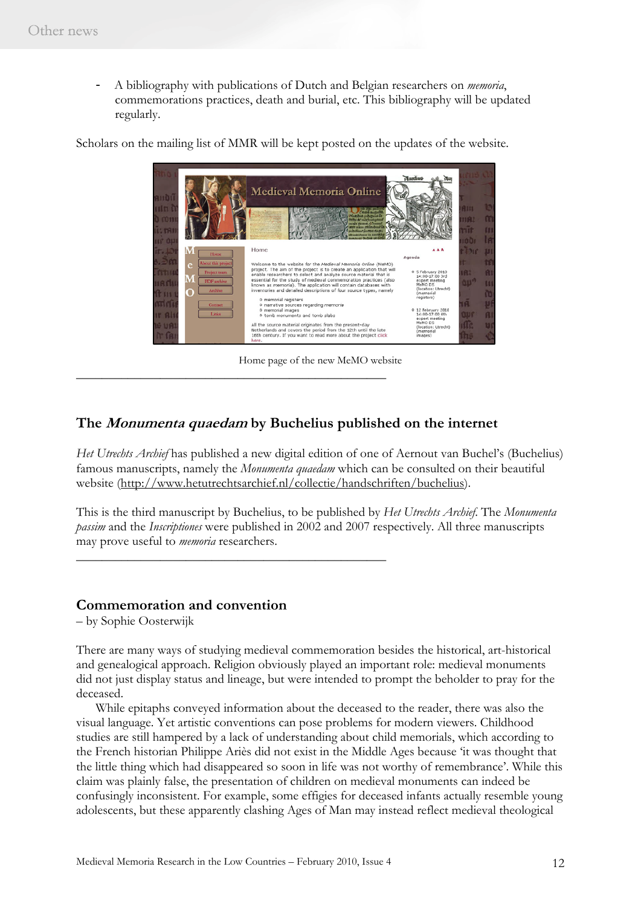- A bibliography with publications of Dutch and Belgian researchers on *memoria*, commemorations practices, death and burial, etc. This bibliography will be updated regularly.

Scholars on the mailing list of MMR will be kept posted on the updates of the website.

Home page of the new MeMO website

## The *Monumenta quaedam* by Buchelius published on the internet

*Het Utrechts Archief* has published a new digital edition of one of Aernout van Buchel's (Buchelius) famous manuscripts, namely the *Monumenta quaedam* which can be consulted on their beautiful website (http://www.hetutrechtsarchief.nl/collectie/handschriften/buchelius).

This is the third manuscript by Buchelius, to be published by *Het Utrechts Archief*. The *Monumenta passim* and the *Inscriptiones* were published in 2002 and 2007 respectively. All three manuscripts may prove useful to *memoria* researchers.

## Commemoration and convention

– by Sophie Oosterwijk

There are many ways of studying medieval commemoration besides the historical, art-historical and genealogical approach. Religion obviously played an important role: medieval monuments did not just display status and lineage, but were intended to prompt the beholder to pray for the deceased.

While epitaphs conveyed information about the deceased to the reader, there was also the visual language. Yet artistic conventions can pose problems for modern viewers. Childhood studies are still hampered by a lack of understanding about child memorials, which according to the French historian Philippe Ariès did not exist in the Middle Ages because 'it was thought that the little thing which had disappeared so soon in life was not worthy of remembrance'. While this claim was plainly false, the presentation of children on medieval monuments can indeed be confusingly inconsistent. For example, some effigies for deceased infants actually resemble young adolescents, but these apparently clashing Ages of Man may instead reflect medieval theological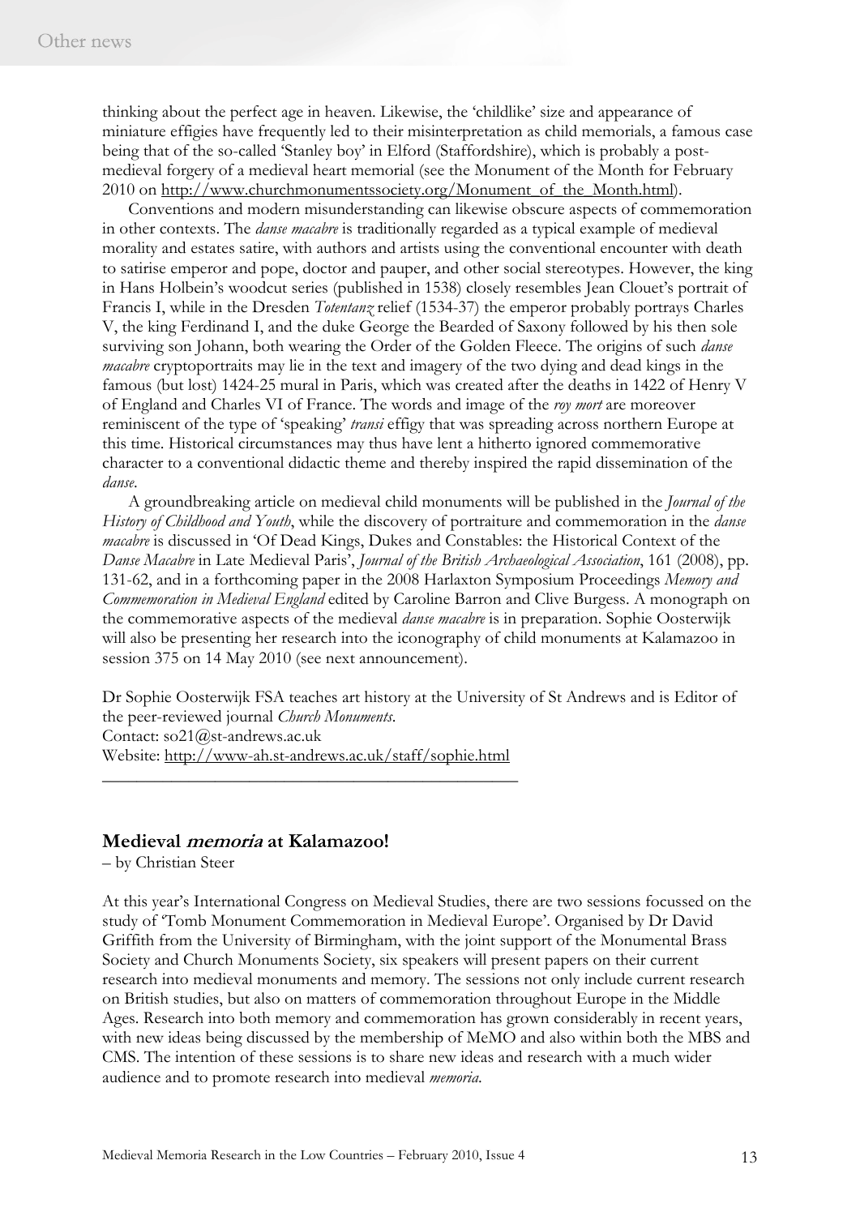thinking about the perfect age in heaven. Likewise, the 'childlike' size and appearance of miniature effigies have frequently led to their misinterpretation as child memorials, a famous case being that of the so-called 'Stanley boy' in Elford (Staffordshire), which is probably a post-medieval forgery of a medieval heart memorial (see the Monument of the Month for February 2010 on http://www.churchmonumentssociety.org/Monument_of_the_Month.html).

Conventions and modern misunderstanding can likewise obscure aspects of commemoration in other contexts. The *danse macabre* is traditionally regarded as a typical example of medieval morality and estates satire, with authors and artists using the conventional encounter with death to satirise emperor and pope, doctor and pauper, and other social stereotypes. However, the king in Hans Holbein's woodcut series (published in 1538) closely resembles Jean Clouet's portrait of Francis I, while in the Dresden *Totentanz* relief (1534-37) the emperor probably portrays Charles V, the king Ferdinand I, and the duke George the Bearded of Saxony followed by his then sole surviving son Johann, both wearing the Order of the Golden Fleece. The origins of such *danse macabre* cryptoportraits may lie in the text and imagery of the two dying and dead kings in the famous (but lost) 1424-25 mural in Paris, which was created after the deaths in 1422 of Henry V of England and Charles VI of France. The words and image of the *roy mort* are moreover reminiscent of the type of 'speaking' *transi* effigy that was spreading across northern Europe at this time. Historical circumstances may thus have lent a hitherto ignored commemorative character to a conventional didactic theme and thereby inspired the rapid dissemination of the *danse*.

A groundbreaking article on medieval child monuments will be published in the *Journal of the History of Childhood and Youth*, while the discovery of portraiture and commemoration in the *danse macabre* is discussed in 'Of Dead Kings, Dukes and Constables: the Historical Context of the *Danse Macabre* in Late Medieval Paris', *Journal of the British Archaeological Association*, 161 (2008), pp. 131-62, and in a forthcoming paper in the 2008 Harlaxton Symposium Proceedings *Memory and Commemoration in Medieval England* edited by Caroline Barron and Clive Burgess. A monograph on the commemorative aspects of the medieval *danse macabre* is in preparation. Sophie Oosterwijk will also be presenting her research into the iconography of child monuments at Kalamazoo in session 375 on 14 May 2010 (see next announcement).

Dr Sophie Oosterwijk FSA teaches art history at the University of St Andrews and is Editor of the peer-reviewed journal *Church Monuments*.
Contact: so21@st-andrews.ac.uk
Website: http://www-ah.st-andrews.ac.uk/staff/sophie.html

---

## Medieval *memoria* at Kalamazoo!

– by Christian Steer

At this year's International Congress on Medieval Studies, there are two sessions focussed on the study of 'Tomb Monument Commemoration in Medieval Europe'. Organised by Dr David Griffith from the University of Birmingham, with the joint support of the Monumental Brass Society and Church Monuments Society, six speakers will present papers on their current research into medieval monuments and memory. The sessions not only include current research on British studies, but also on matters of commemoration throughout Europe in the Middle Ages. Research into both memory and commemoration has grown considerably in recent years, with new ideas being discussed by the membership of MeMO and also within both the MBS and CMS. The intention of these sessions is to share new ideas and research with a much wider audience and to promote research into medieval *memoria*.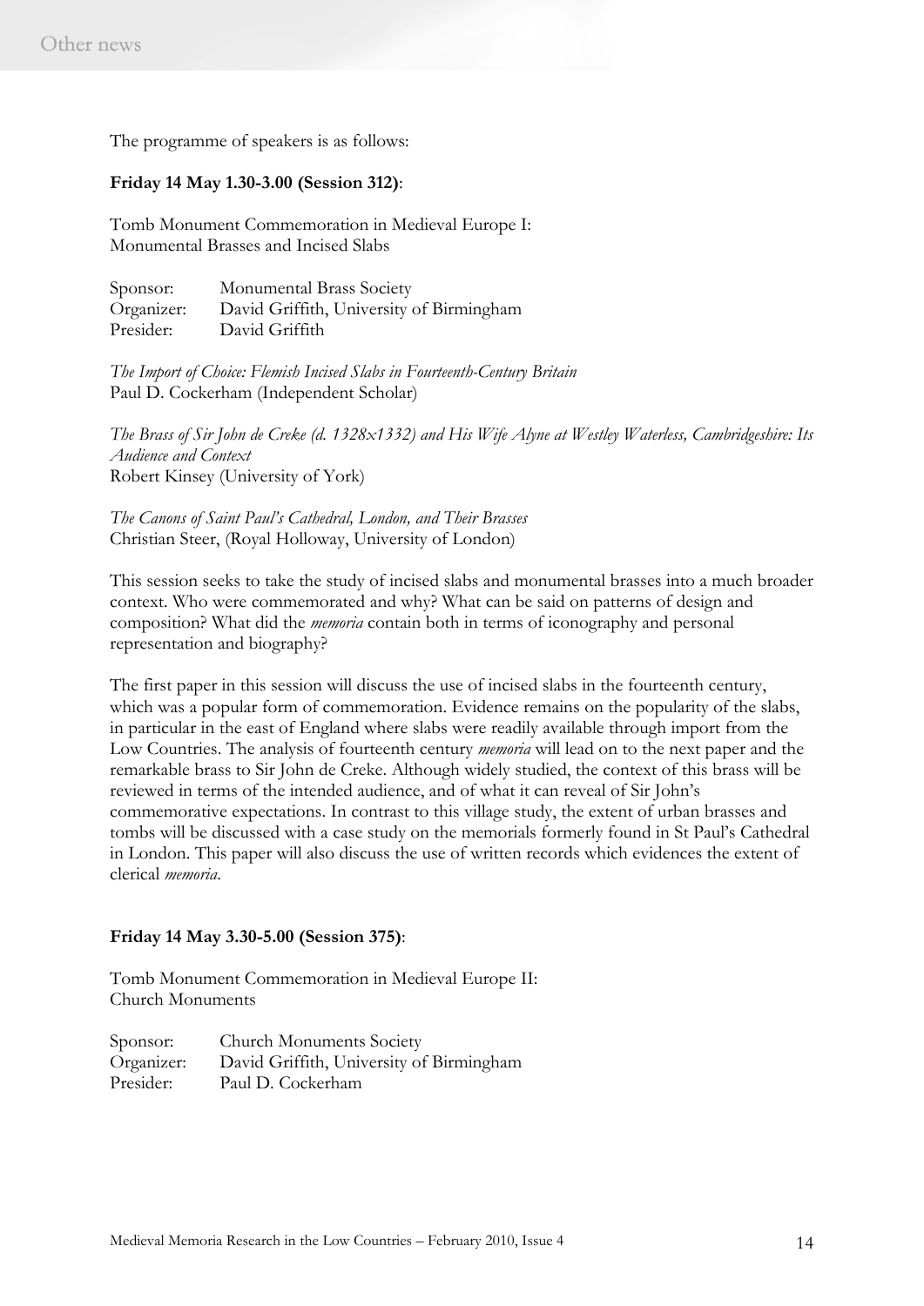The programme of speakers is as follows:

**Friday 14 May 1.30-3.00 (Session 312)**:

Tomb Monument Commemoration in Medieval Europe I:
Monumental Brasses and Incised Slabs

Sponsor: Monumental Brass Society
Organizer: David Griffith, University of Birmingham
Presider: David Griffith

*The Import of Choice: Flemish Incised Slabs in Fourteenth-Century Britain*
Paul D. Cockerham (Independent Scholar)

*The Brass of Sir John de Creke (d. 1328x1332) and His Wife Alyne at Westley Waterless, Cambridgeshire: Its Audience and Context*
Robert Kinsey (University of York)

*The Canons of Saint Paul's Cathedral, London, and Their Brasses*
Christian Steer, (Royal Holloway, University of London)

This session seeks to take the study of incised slabs and monumental brasses into a much broader context. Who were commemorated and why? What can be said on patterns of design and composition? What did the *memoria* contain both in terms of iconography and personal representation and biography?

The first paper in this session will discuss the use of incised slabs in the fourteenth century, which was a popular form of commemoration. Evidence remains on the popularity of the slabs, in particular in the east of England where slabs were readily available through import from the Low Countries. The analysis of fourteenth century *memoria* will lead on to the next paper and the remarkable brass to Sir John de Creke. Although widely studied, the context of this brass will be reviewed in terms of the intended audience, and of what it can reveal of Sir John's commemorative expectations. In contrast to this village study, the extent of urban brasses and tombs will be discussed with a case study on the memorials formerly found in St Paul's Cathedral in London. This paper will also discuss the use of written records which evidences the extent of clerical *memoria*.

**Friday 14 May 3.30-5.00 (Session 375)**:

Tomb Monument Commemoration in Medieval Europe II:
Church Monuments

Sponsor: Church Monuments Society
Organizer: David Griffith, University of Birmingham
Presider: Paul D. Cockerham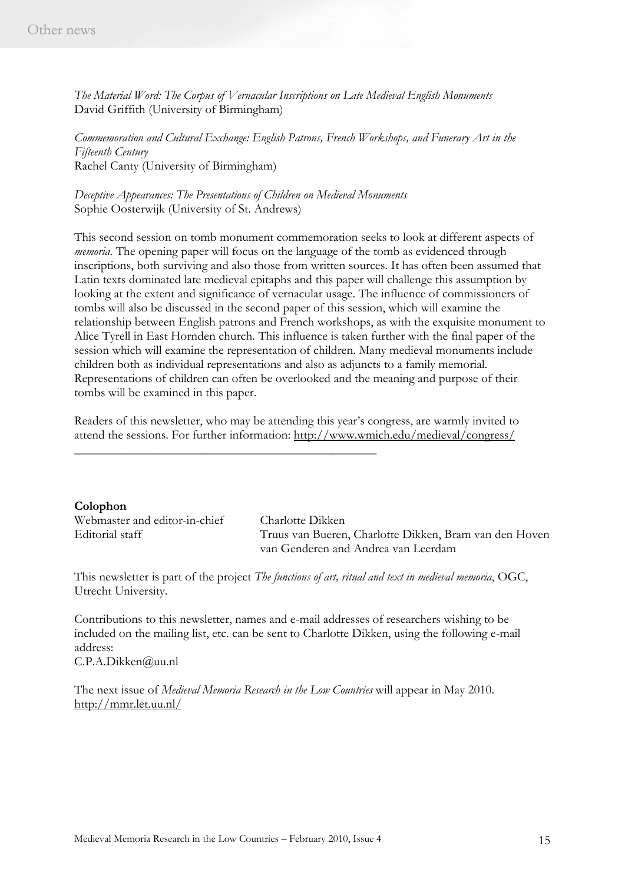*The Material Word: The Corpus of Vernacular Inscriptions on Late Medieval English Monuments*
David Griffith (University of Birmingham)

*Commemoration and Cultural Exchange: English Patrons, French Workshops, and Funerary Art in the Fifteenth Century*
Rachel Canty (University of Birmingham)

*Deceptive Appearances: The Presentations of Children on Medieval Monuments*
Sophie Oosterwijk (University of St. Andrews)

This second session on tomb monument commemoration seeks to look at different aspects of *memoria*. The opening paper will focus on the language of the tomb as evidenced through inscriptions, both surviving and also those from written sources. It has often been assumed that Latin texts dominated late medieval epitaphs and this paper will challenge this assumption by looking at the extent and significance of vernacular usage. The influence of commissioners of tombs will also be discussed in the second paper of this session, which will examine the relationship between English patrons and French workshops, as with the exquisite monument to Alice Tyrell in East Hornden church. This influence is taken further with the final paper of the session which will examine the representation of children. Many medieval monuments include children both as individual representations and also as adjuncts to a family memorial. Representations of children can often be overlooked and the meaning and purpose of their tombs will be examined in this paper.

Readers of this newsletter, who may be attending this year's congress, are warmly invited to attend the sessions. For further information: http://www.wmich.edu/medieval/congress/

---

**Colophon**

| | |
|---|---|
| Webmaster and editor-in-chief | Charlotte Dikken |
| Editorial staff | Truus van Bueren, Charlotte Dikken, Bram van den Hoven van Genderen and Andrea van Leerdam |

This newsletter is part of the project *The functions of art, ritual and text in medieval memoria*, OGC, Utrecht University.

Contributions to this newsletter, names and e-mail addresses of researchers wishing to be included on the mailing list, etc. can be sent to Charlotte Dikken, using the following e-mail address:
C.P.A.Dikken@uu.nl

The next issue of *Medieval Memoria Research in the Low Countries* will appear in May 2010.
http://mmr.let.uu.nl/